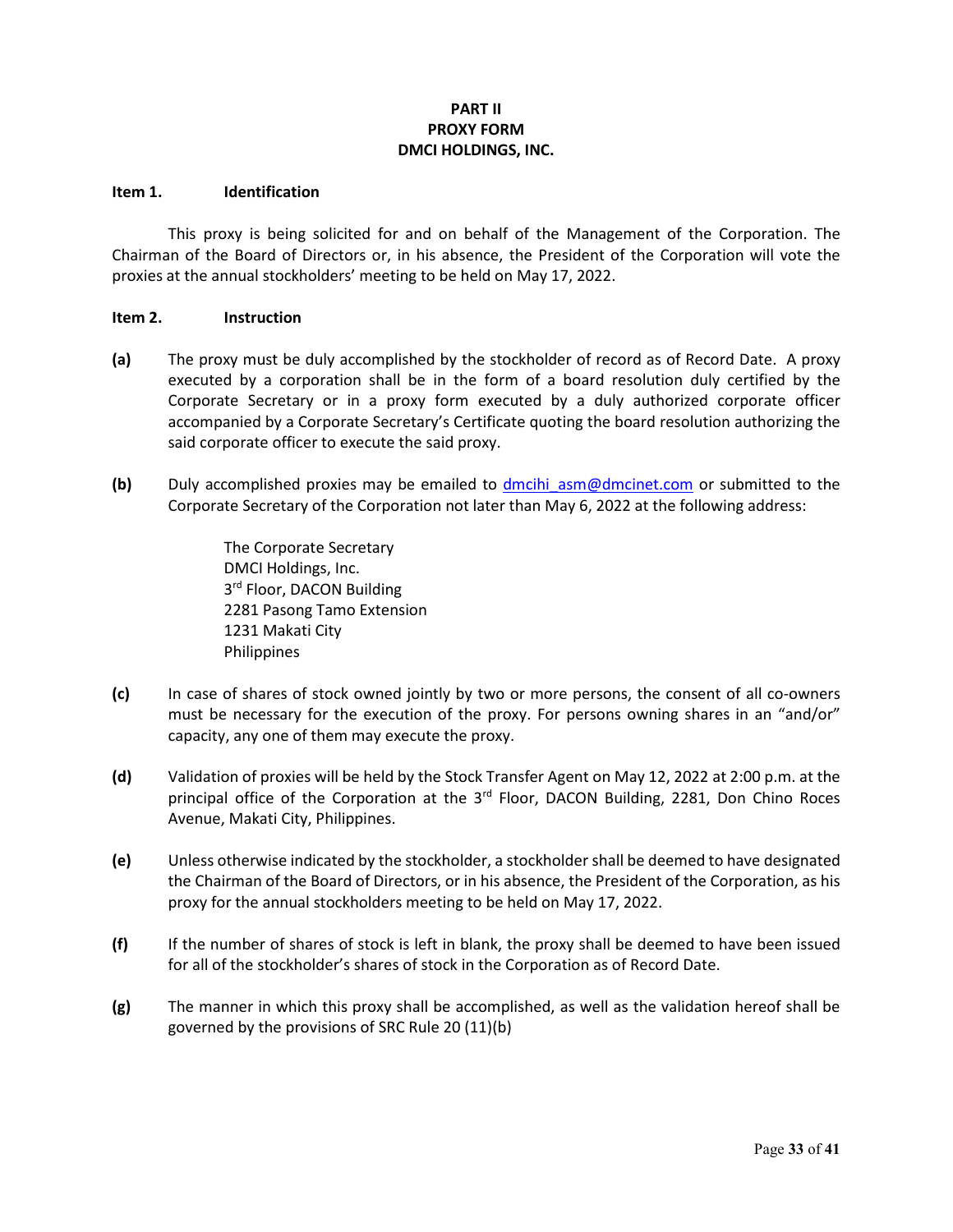# PART II
# PROXY FORM
# DMCI HOLDINGS, INC.

**Item 1. Identification**

This proxy is being solicited for and on behalf of the Management of the Corporation. The Chairman of the Board of Directors or, in his absence, the President of the Corporation will vote the proxies at the annual stockholders' meeting to be held on May 17, 2022.

**Item 2. Instruction**

**(a)** The proxy must be duly accomplished by the stockholder of record as of Record Date. A proxy executed by a corporation shall be in the form of a board resolution duly certified by the Corporate Secretary or in a proxy form executed by a duly authorized corporate officer accompanied by a Corporate Secretary's Certificate quoting the board resolution authorizing the said corporate officer to execute the said proxy.

**(b)** Duly accomplished proxies may be emailed to dmcihi_asm@dmcinet.com or submitted to the Corporate Secretary of the Corporation not later than May 6, 2022 at the following address:

The Corporate Secretary
DMCI Holdings, Inc.
3rd Floor, DACON Building
2281 Pasong Tamo Extension
1231 Makati City
Philippines

**(c)** In case of shares of stock owned jointly by two or more persons, the consent of all co-owners must be necessary for the execution of the proxy. For persons owning shares in an "and/or" capacity, any one of them may execute the proxy.

**(d)** Validation of proxies will be held by the Stock Transfer Agent on May 12, 2022 at 2:00 p.m. at the principal office of the Corporation at the 3rd Floor, DACON Building, 2281, Don Chino Roces Avenue, Makati City, Philippines.

**(e)** Unless otherwise indicated by the stockholder, a stockholder shall be deemed to have designated the Chairman of the Board of Directors, or in his absence, the President of the Corporation, as his proxy for the annual stockholders meeting to be held on May 17, 2022.

**(f)** If the number of shares of stock is left in blank, the proxy shall be deemed to have been issued for all of the stockholder's shares of stock in the Corporation as of Record Date.

**(g)** The manner in which this proxy shall be accomplished, as well as the validation hereof shall be governed by the provisions of SRC Rule 20 (11)(b)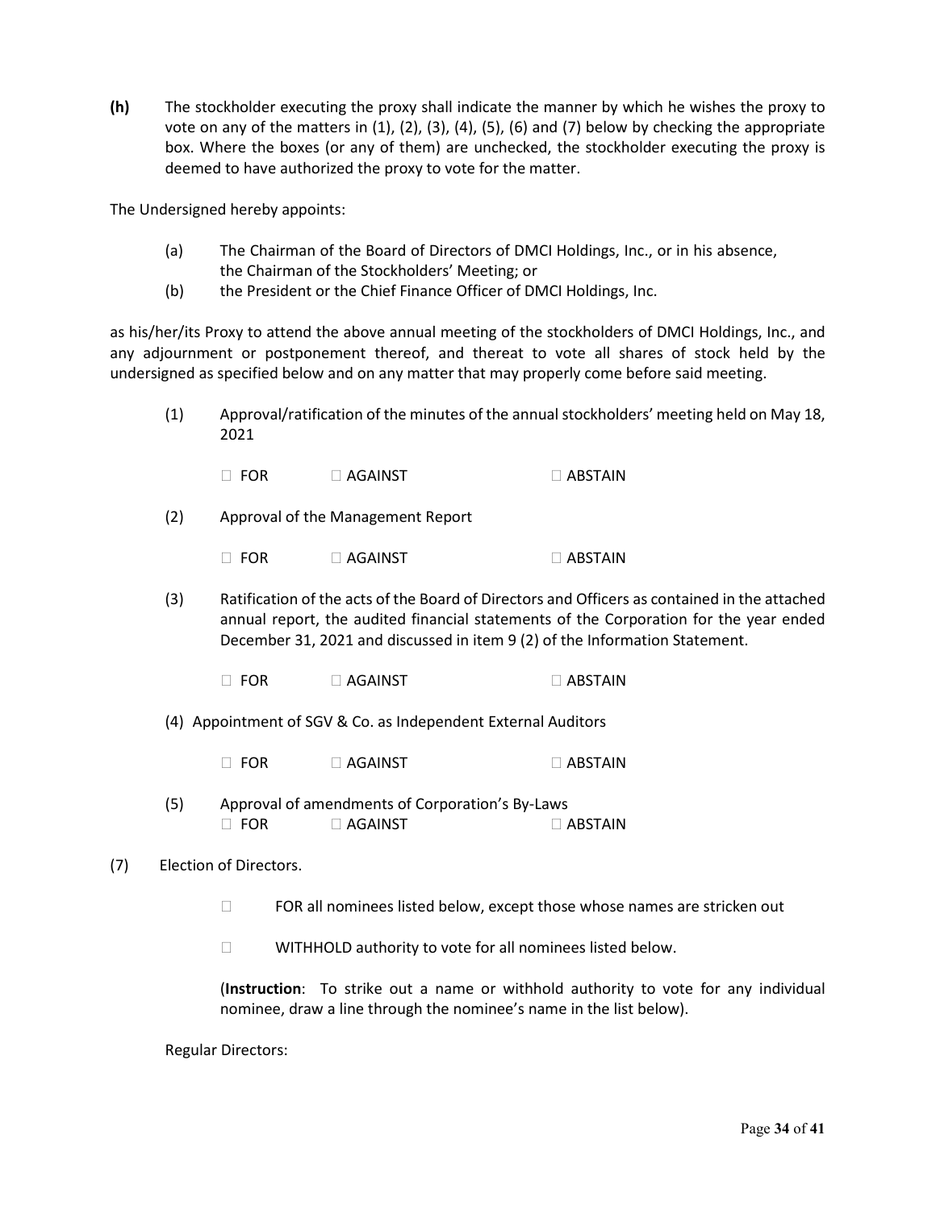**(h)** The stockholder executing the proxy shall indicate the manner by which he wishes the proxy to vote on any of the matters in (1), (2), (3), (4), (5), (6) and (7) below by checking the appropriate box. Where the boxes (or any of them) are unchecked, the stockholder executing the proxy is deemed to have authorized the proxy to vote for the matter.

The Undersigned hereby appoints:

(a) The Chairman of the Board of Directors of DMCI Holdings, Inc., or in his absence, the Chairman of the Stockholders' Meeting; or

(b) the President or the Chief Finance Officer of DMCI Holdings, Inc.

as his/her/its Proxy to attend the above annual meeting of the stockholders of DMCI Holdings, Inc., and any adjournment or postponement thereof, and thereat to vote all shares of stock held by the undersigned as specified below and on any matter that may properly come before said meeting.

(1) Approval/ratification of the minutes of the annual stockholders' meeting held on May 18, 2021

☐ FOR ☐ AGAINST ☐ ABSTAIN

(2) Approval of the Management Report

☐ FOR ☐ AGAINST ☐ ABSTAIN

(3) Ratification of the acts of the Board of Directors and Officers as contained in the attached annual report, the audited financial statements of the Corporation for the year ended December 31, 2021 and discussed in item 9 (2) of the Information Statement.

☐ FOR ☐ AGAINST ☐ ABSTAIN

(4) Appointment of SGV & Co. as Independent External Auditors

☐ FOR ☐ AGAINST ☐ ABSTAIN

(5) Approval of amendments of Corporation's By-Laws

☐ FOR ☐ AGAINST ☐ ABSTAIN

(7) Election of Directors.

☐ FOR all nominees listed below, except those whose names are stricken out

☐ WITHHOLD authority to vote for all nominees listed below.

(**Instruction**: To strike out a name or withhold authority to vote for any individual nominee, draw a line through the nominee's name in the list below).

Regular Directors: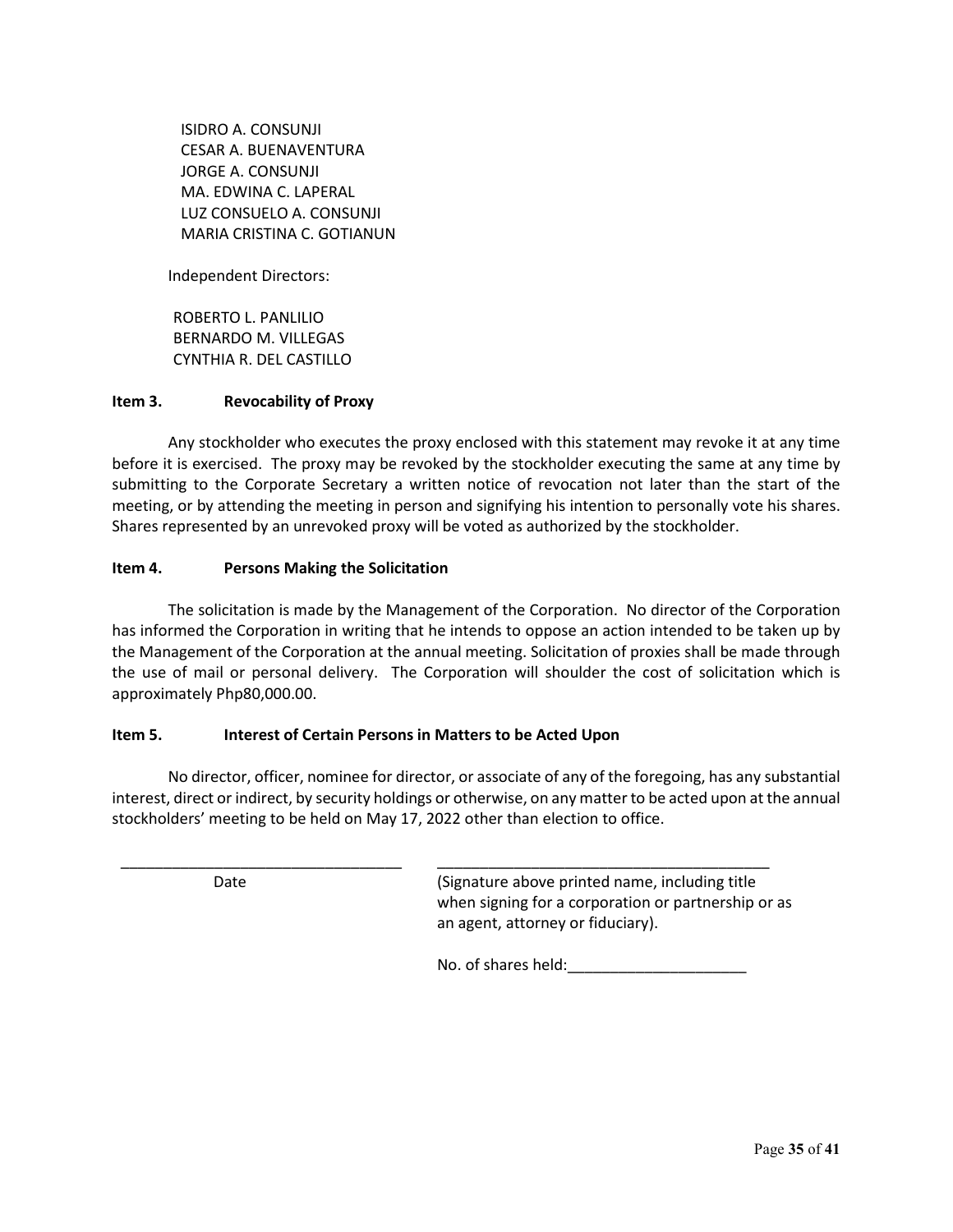ISIDRO A. CONSUNJI
CESAR A. BUENAVENTURA
JORGE A. CONSUNJI
MA. EDWINA C. LAPERAL
LUZ CONSUELO A. CONSUNJI
MARIA CRISTINA C. GOTIANUN

Independent Directors:

ROBERTO L. PANLILIO
BERNARDO M. VILLEGAS
CYNTHIA R. DEL CASTILLO

**Item 3. Revocability of Proxy**

Any stockholder who executes the proxy enclosed with this statement may revoke it at any time before it is exercised. The proxy may be revoked by the stockholder executing the same at any time by submitting to the Corporate Secretary a written notice of revocation not later than the start of the meeting, or by attending the meeting in person and signifying his intention to personally vote his shares. Shares represented by an unrevoked proxy will be voted as authorized by the stockholder.

**Item 4. Persons Making the Solicitation**

The solicitation is made by the Management of the Corporation. No director of the Corporation has informed the Corporation in writing that he intends to oppose an action intended to be taken up by the Management of the Corporation at the annual meeting. Solicitation of proxies shall be made through the use of mail or personal delivery. The Corporation will shoulder the cost of solicitation which is approximately Php80,000.00.

**Item 5. Interest of Certain Persons in Matters to be Acted Upon**

No director, officer, nominee for director, or associate of any of the foregoing, has any substantial interest, direct or indirect, by security holdings or otherwise, on any matter to be acted upon at the annual stockholders' meeting to be held on May 17, 2022 other than election to office.

_________________________________ Date

_______________________________________ (Signature above printed name, including title when signing for a corporation or partnership or as an agent, attorney or fiduciary).

No. of shares held:_____________________